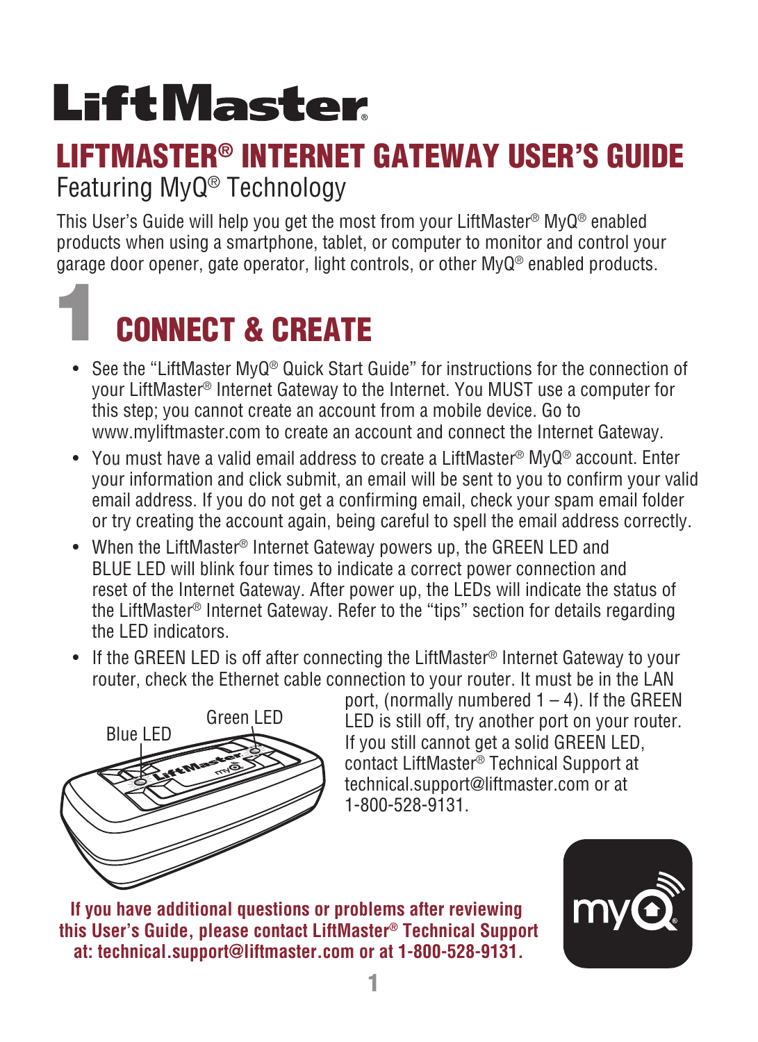# LiftMaster

## LIFTMASTER® INTERNET GATEWAY USER'S GUIDE

Featuring MyQ® Technology

This User's Guide will help you get the most from your LiftMaster® MyQ® enabled products when using a smartphone, tablet, or computer to monitor and control your garage door opener, gate operator, light controls, or other MyQ® enabled products.

## 1 CONNECT & CREATE

- See the "LiftMaster MyQ® Quick Start Guide" for instructions for the connection of your LiftMaster® Internet Gateway to the Internet. You MUST use a computer for this step; you cannot create an account from a mobile device. Go to www.myliftmaster.com to create an account and connect the Internet Gateway.
- You must have a valid email address to create a LiftMaster® MyQ® account. Enter your information and click submit, an email will be sent to you to confirm your valid email address. If you do not get a confirming email, check your spam email folder or try creating the account again, being careful to spell the email address correctly.
- When the LiftMaster® Internet Gateway powers up, the GREEN LED and BLUE LED will blink four times to indicate a correct power connection and reset of the Internet Gateway. After power up, the LEDs will indicate the status of the LiftMaster® Internet Gateway. Refer to the "tips" section for details regarding the LED indicators.
- If the GREEN LED is off after connecting the LiftMaster® Internet Gateway to your router, check the Ethernet cable connection to your router. It must be in the LAN port, (normally numbered 1 – 4). If the GREEN LED is still off, try another port on your router. If you still cannot get a solid GREEN LED, contact LiftMaster® Technical Support at technical.support@liftmaster.com or at 1-800-528-9131.

Blue LED

Green LED

**If you have additional questions or problems after reviewing this User's Guide, please contact LiftMaster® Technical Support at: technical.support@liftmaster.com or at 1-800-528-9131.**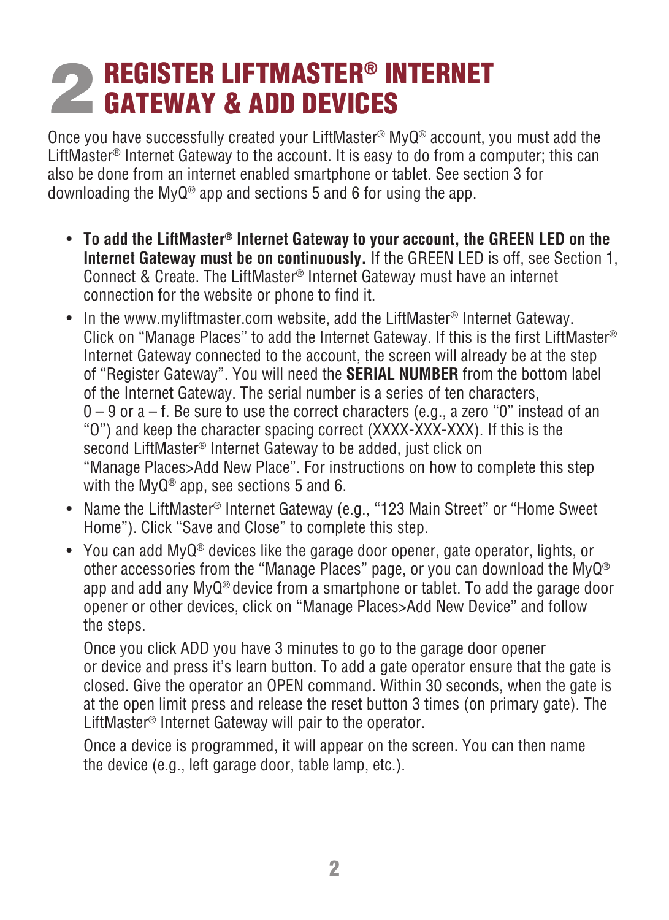# 2 REGISTER LIFTMASTER® INTERNET GATEWAY & ADD DEVICES

Once you have successfully created your LiftMaster® MyQ® account, you must add the LiftMaster® Internet Gateway to the account. It is easy to do from a computer; this can also be done from an internet enabled smartphone or tablet. See section 3 for downloading the MyQ® app and sections 5 and 6 for using the app.

- **To add the LiftMaster® Internet Gateway to your account, the GREEN LED on the Internet Gateway must be on continuously.** If the GREEN LED is off, see Section 1, Connect & Create. The LiftMaster® Internet Gateway must have an internet connection for the website or phone to find it.
- In the www.myliftmaster.com website, add the LiftMaster® Internet Gateway. Click on "Manage Places" to add the Internet Gateway. If this is the first LiftMaster® Internet Gateway connected to the account, the screen will already be at the step of "Register Gateway". You will need the **SERIAL NUMBER** from the bottom label of the Internet Gateway. The serial number is a series of ten characters, 0 – 9 or a – f. Be sure to use the correct characters (e.g., a zero "0" instead of an "O") and keep the character spacing correct (XXXX-XXX-XXX). If this is the second LiftMaster® Internet Gateway to be added, just click on "Manage Places>Add New Place". For instructions on how to complete this step with the MyQ® app, see sections 5 and 6.
- Name the LiftMaster® Internet Gateway (e.g., "123 Main Street" or "Home Sweet Home"). Click "Save and Close" to complete this step.
- You can add MyQ® devices like the garage door opener, gate operator, lights, or other accessories from the "Manage Places" page, or you can download the MyQ® app and add any MyQ® device from a smartphone or tablet. To add the garage door opener or other devices, click on "Manage Places>Add New Device" and follow the steps.

  Once you click ADD you have 3 minutes to go to the garage door opener or device and press it's learn button. To add a gate operator ensure that the gate is closed. Give the operator an OPEN command. Within 30 seconds, when the gate is at the open limit press and release the reset button 3 times (on primary gate). The LiftMaster® Internet Gateway will pair to the operator.

  Once a device is programmed, it will appear on the screen. You can then name the device (e.g., left garage door, table lamp, etc.).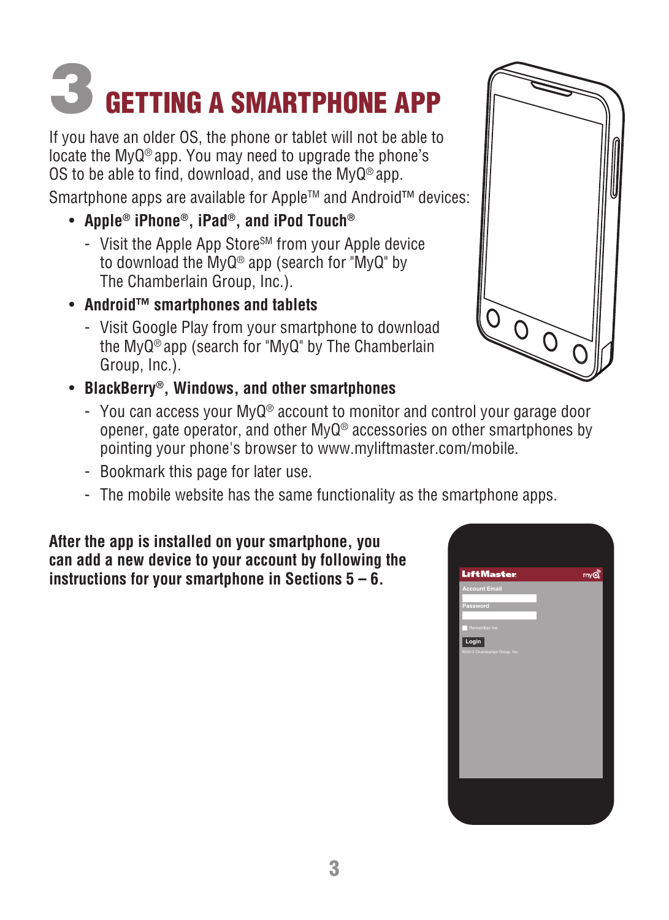# 3 GETTING A SMARTPHONE APP

If you have an older OS, the phone or tablet will not be able to locate the MyQ® app. You may need to upgrade the phone's OS to be able to find, download, and use the MyQ® app.

Smartphone apps are available for Apple™ and Android™ devices:

- **Apple® iPhone®, iPad®, and iPod Touch®**
  - Visit the Apple App Store℠ from your Apple device to download the MyQ® app (search for "MyQ" by The Chamberlain Group, Inc.).
- **Android™ smartphones and tablets**
  - Visit Google Play from your smartphone to download the MyQ® app (search for "MyQ" by The Chamberlain Group, Inc.).
- **BlackBerry®, Windows, and other smartphones**
  - You can access your MyQ® account to monitor and control your garage door opener, gate operator, and other MyQ® accessories on other smartphones by pointing your phone's browser to www.myliftmaster.com/mobile.
  - Bookmark this page for later use.
  - The mobile website has the same functionality as the smartphone apps.

**After the app is installed on your smartphone, you can add a new device to your account by following the instructions for your smartphone in Sections 5 – 6.**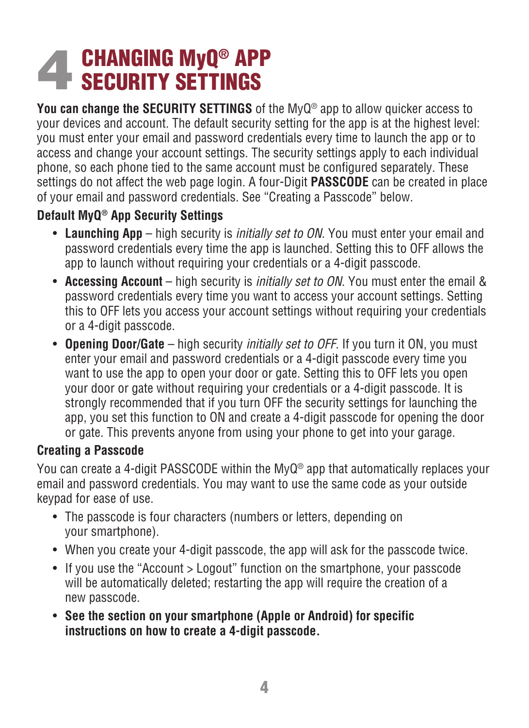# 4 CHANGING MyQ® APP SECURITY SETTINGS

**You can change the SECURITY SETTINGS** of the MyQ® app to allow quicker access to your devices and account. The default security setting for the app is at the highest level: you must enter your email and password credentials every time to launch the app or to access and change your account settings. The security settings apply to each individual phone, so each phone tied to the same account must be configured separately. These settings do not affect the web page login. A four-Digit **PASSCODE** can be created in place of your email and password credentials. See "Creating a Passcode" below.

### Default MyQ® App Security Settings

- **Launching App** – high security is *initially set to ON*. You must enter your email and password credentials every time the app is launched. Setting this to OFF allows the app to launch without requiring your credentials or a 4-digit passcode.
- **Accessing Account** – high security is *initially set to ON*. You must enter the email & password credentials every time you want to access your account settings. Setting this to OFF lets you access your account settings without requiring your credentials or a 4-digit passcode.
- **Opening Door/Gate** – high security *initially set to OFF*. If you turn it ON, you must enter your email and password credentials or a 4-digit passcode every time you want to use the app to open your door or gate. Setting this to OFF lets you open your door or gate without requiring your credentials or a 4-digit passcode. It is strongly recommended that if you turn OFF the security settings for launching the app, you set this function to ON and create a 4-digit passcode for opening the door or gate. This prevents anyone from using your phone to get into your garage.

### Creating a Passcode

You can create a 4-digit PASSCODE within the MyQ® app that automatically replaces your email and password credentials. You may want to use the same code as your outside keypad for ease of use.

- The passcode is four characters (numbers or letters, depending on your smartphone).
- When you create your 4-digit passcode, the app will ask for the passcode twice.
- If you use the "Account > Logout" function on the smartphone, your passcode will be automatically deleted; restarting the app will require the creation of a new passcode.
- **See the section on your smartphone (Apple or Android) for specific instructions on how to create a 4-digit passcode.**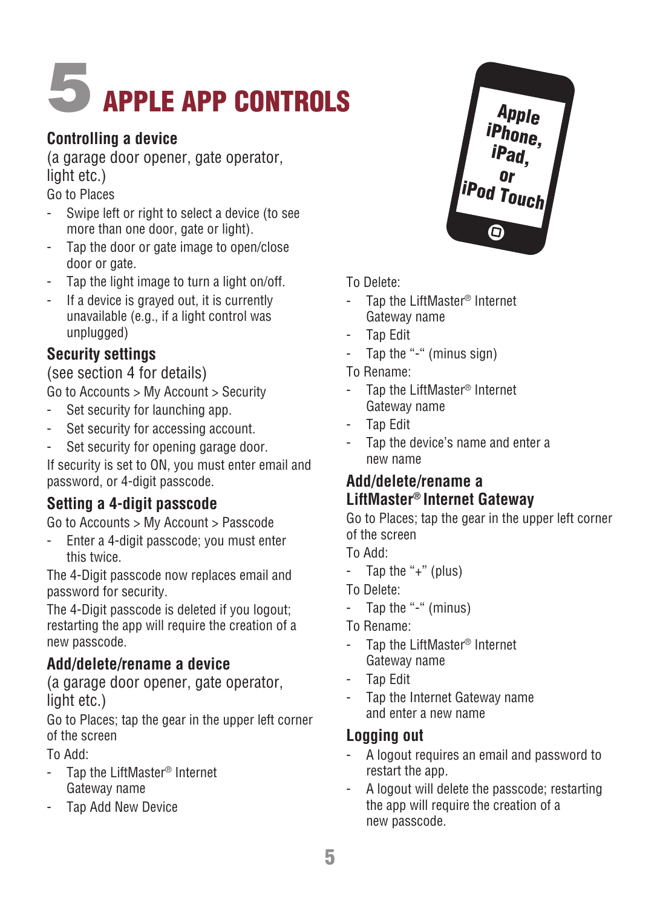# 5 APPLE APP CONTROLS

### Controlling a device

(a garage door opener, gate operator, light etc.)

Go to Places

- Swipe left or right to select a device (to see more than one door, gate or light).
- Tap the door or gate image to open/close door or gate.
- Tap the light image to turn a light on/off.
- If a device is grayed out, it is currently unavailable (e.g., if a light control was unplugged)

### Security settings

(see section 4 for details)

Go to Accounts > My Account > Security

- Set security for launching app.
- Set security for accessing account.
- Set security for opening garage door.

If security is set to ON, you must enter email and password, or 4-digit passcode.

### Setting a 4-digit passcode

Go to Accounts > My Account > Passcode

- Enter a 4-digit passcode; you must enter this twice.

The 4-Digit passcode now replaces email and password for security.

The 4-Digit passcode is deleted if you logout; restarting the app will require the creation of a new passcode.

### Add/delete/rename a device

(a garage door opener, gate operator, light etc.)

Go to Places; tap the gear in the upper left corner of the screen

To Add:

- Tap the LiftMaster® Internet Gateway name
- Tap Add New Device

Apple iPhone, iPad, or iPod Touch

To Delete:

- Tap the LiftMaster® Internet Gateway name
- Tap Edit
- Tap the "-" (minus sign)

To Rename:

- Tap the LiftMaster® Internet Gateway name
- Tap Edit
- Tap the device's name and enter a new name

### Add/delete/rename a LiftMaster® Internet Gateway

Go to Places; tap the gear in the upper left corner of the screen

To Add:

- Tap the "+" (plus)

To Delete:

- Tap the "-" (minus)

To Rename:

- Tap the LiftMaster® Internet Gateway name
- Tap Edit
- Tap the Internet Gateway name and enter a new name

### Logging out

- A logout requires an email and password to restart the app.
- A logout will delete the passcode; restarting the app will require the creation of a new passcode.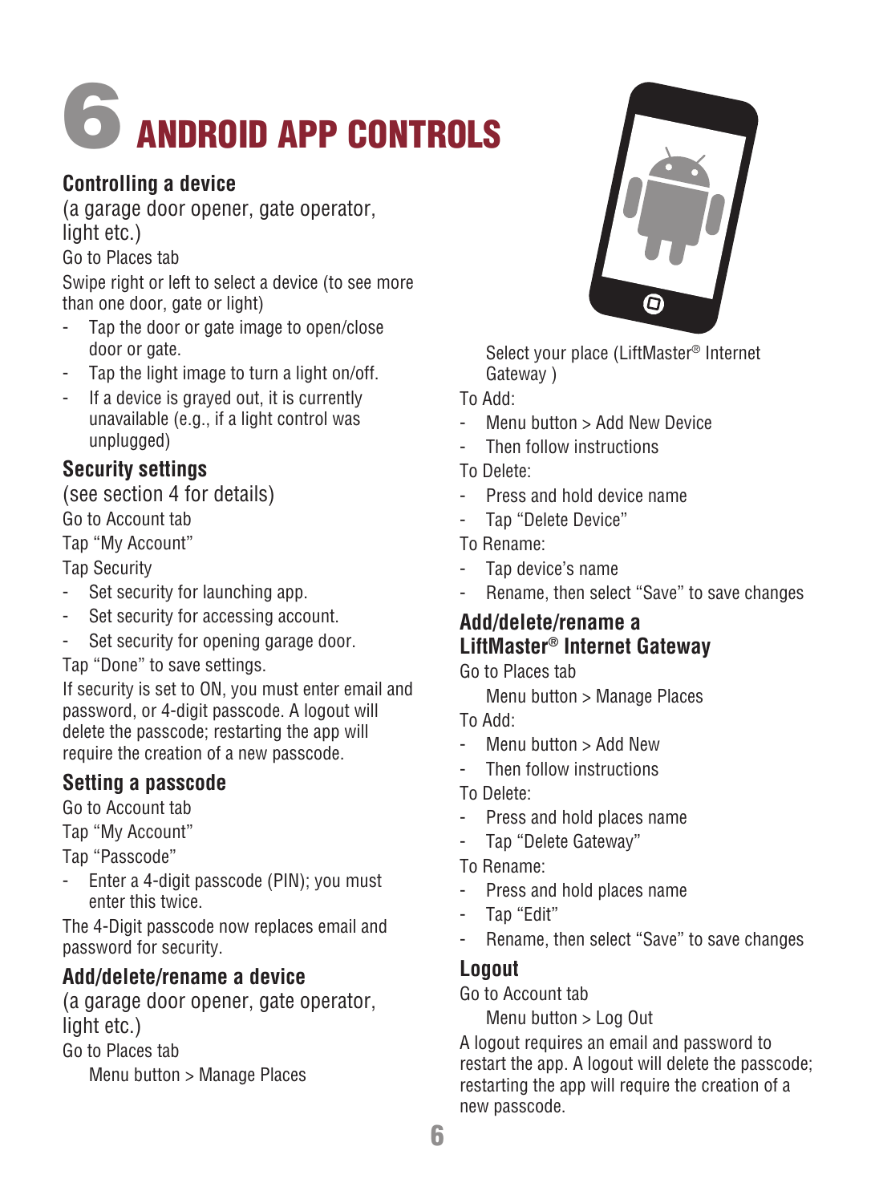# 6 ANDROID APP CONTROLS

## Controlling a device

(a garage door opener, gate operator, light etc.)

Go to Places tab

Swipe right or left to select a device (to see more than one door, gate or light)

- Tap the door or gate image to open/close door or gate.
- Tap the light image to turn a light on/off.
- If a device is grayed out, it is currently unavailable (e.g., if a light control was unplugged)

## Security settings

(see section 4 for details)

Go to Account tab

Tap "My Account"

Tap Security

- Set security for launching app.
- Set security for accessing account.
- Set security for opening garage door.

Tap "Done" to save settings.

If security is set to ON, you must enter email and password, or 4-digit passcode. A logout will delete the passcode; restarting the app will require the creation of a new passcode.

## Setting a passcode

Go to Account tab

Tap "My Account"

Tap "Passcode"

- Enter a 4-digit passcode (PIN); you must enter this twice.

The 4-Digit passcode now replaces email and password for security.

## Add/delete/rename a device

(a garage door opener, gate operator, light etc.)

Go to Places tab

Menu button > Manage Places

Select your place (LiftMaster® Internet Gateway )

To Add:

- Menu button > Add New Device
- Then follow instructions

To Delete:

- Press and hold device name
- Tap "Delete Device"

To Rename:

- Tap device's name
- Rename, then select "Save" to save changes

## Add/delete/rename a LiftMaster® Internet Gateway

Go to Places tab

Menu button > Manage Places

To Add:

- Menu button > Add New
- Then follow instructions

To Delete:

- Press and hold places name
- Tap "Delete Gateway"

To Rename:

- Press and hold places name
- Tap "Edit"
- Rename, then select "Save" to save changes

## Logout

Go to Account tab

Menu button > Log Out

A logout requires an email and password to restart the app. A logout will delete the passcode; restarting the app will require the creation of a new passcode.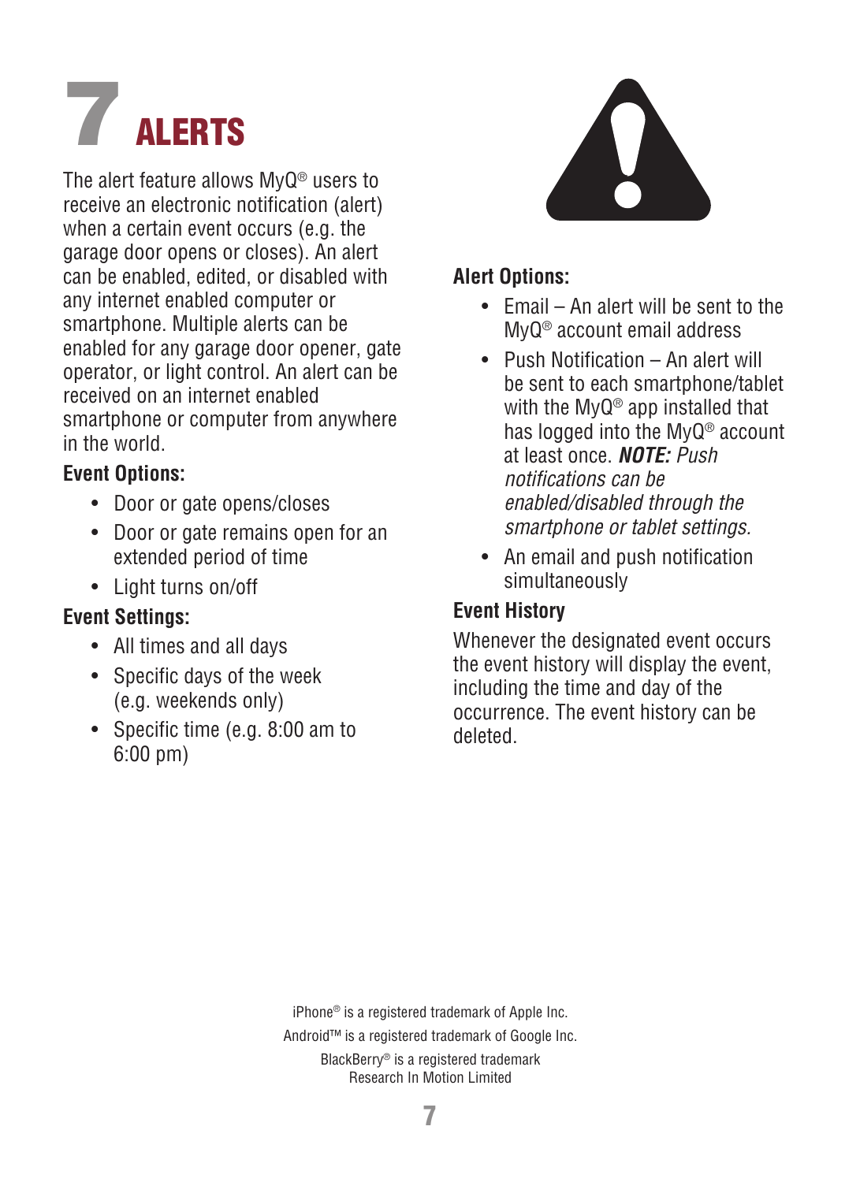# 7 ALERTS

The alert feature allows MyQ® users to receive an electronic notification (alert) when a certain event occurs (e.g. the garage door opens or closes). An alert can be enabled, edited, or disabled with any internet enabled computer or smartphone. Multiple alerts can be enabled for any garage door opener, gate operator, or light control. An alert can be received on an internet enabled smartphone or computer from anywhere in the world.

**Event Options:**

- Door or gate opens/closes
- Door or gate remains open for an extended period of time
- Light turns on/off

**Event Settings:**

- All times and all days
- Specific days of the week (e.g. weekends only)
- Specific time (e.g. 8:00 am to 6:00 pm)

**Alert Options:**

- Email – An alert will be sent to the MyQ® account email address
- Push Notification – An alert will be sent to each smartphone/tablet with the MyQ® app installed that has logged into the MyQ® account at least once. ***NOTE:*** *Push notifications can be enabled/disabled through the smartphone or tablet settings.*
- An email and push notification simultaneously

**Event History**

Whenever the designated event occurs the event history will display the event, including the time and day of the occurrence. The event history can be deleted.

iPhone® is a registered trademark of Apple Inc.
Android™ is a registered trademark of Google Inc.
BlackBerry® is a registered trademark Research In Motion Limited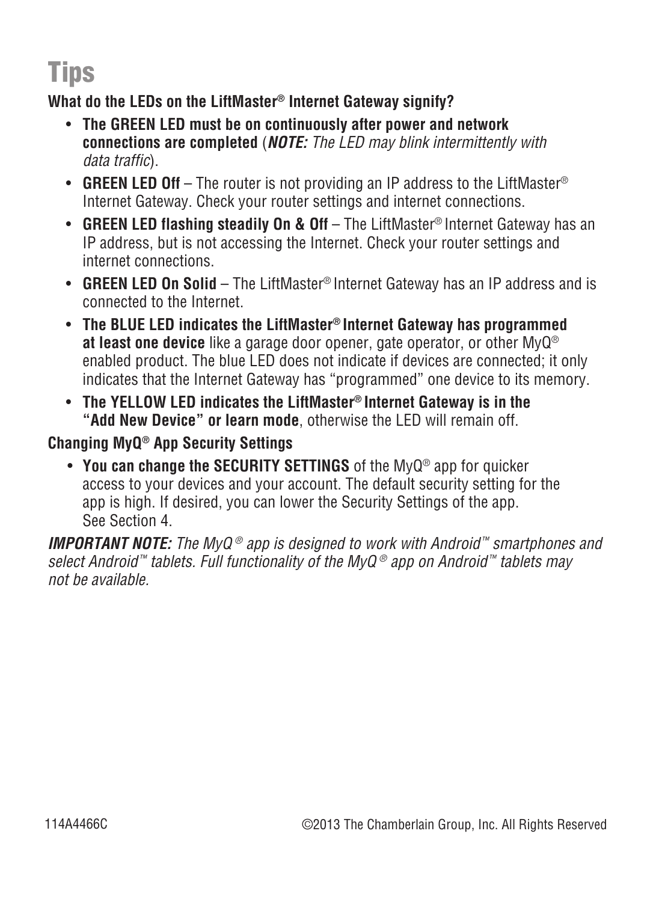# Tips

**What do the LEDs on the LiftMaster® Internet Gateway signify?**

- **The GREEN LED must be on continuously after power and network connections are completed** (***NOTE:*** *The LED may blink intermittently with data traffic*).
- **GREEN LED Off** – The router is not providing an IP address to the LiftMaster® Internet Gateway. Check your router settings and internet connections.
- **GREEN LED flashing steadily On & Off** – The LiftMaster® Internet Gateway has an IP address, but is not accessing the Internet. Check your router settings and internet connections.
- **GREEN LED On Solid** – The LiftMaster® Internet Gateway has an IP address and is connected to the Internet.
- **The BLUE LED indicates the LiftMaster® Internet Gateway has programmed at least one device** like a garage door opener, gate operator, or other MyQ® enabled product. The blue LED does not indicate if devices are connected; it only indicates that the Internet Gateway has "programmed" one device to its memory.
- **The YELLOW LED indicates the LiftMaster® Internet Gateway is in the "Add New Device" or learn mode**, otherwise the LED will remain off.

**Changing MyQ® App Security Settings**

- **You can change the SECURITY SETTINGS** of the MyQ® app for quicker access to your devices and your account. The default security setting for the app is high. If desired, you can lower the Security Settings of the app. See Section 4.

***IMPORTANT NOTE:*** *The MyQ® app is designed to work with Android™ smartphones and select Android™ tablets. Full functionality of the MyQ® app on Android™ tablets may not be available.*

114A4466C ©2013 The Chamberlain Group, Inc. All Rights Reserved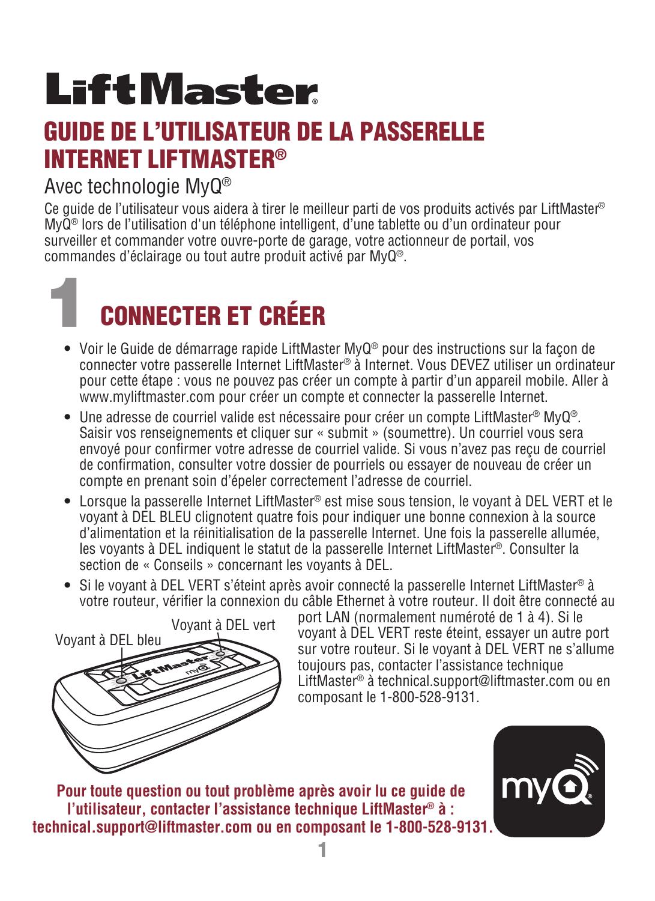# LiftMaster

# GUIDE DE L'UTILISATEUR DE LA PASSERELLE INTERNET LIFTMASTER®

Avec technologie MyQ®

Ce guide de l'utilisateur vous aidera à tirer le meilleur parti de vos produits activés par LiftMaster® MyQ® lors de l'utilisation d'un téléphone intelligent, d'une tablette ou d'un ordinateur pour surveiller et commander votre ouvre-porte de garage, votre actionneur de portail, vos commandes d'éclairage ou tout autre produit activé par MyQ®.

## 1 CONNECTER ET CRÉER

- Voir le Guide de démarrage rapide LiftMaster MyQ® pour des instructions sur la façon de connecter votre passerelle Internet LiftMaster® à Internet. Vous DEVEZ utiliser un ordinateur pour cette étape : vous ne pouvez pas créer un compte à partir d'un appareil mobile. Aller à www.myliftmaster.com pour créer un compte et connecter la passerelle Internet.
- Une adresse de courriel valide est nécessaire pour créer un compte LiftMaster® MyQ®. Saisir vos renseignements et cliquer sur « submit » (soumettre). Un courriel vous sera envoyé pour confirmer votre adresse de courriel valide. Si vous n'avez pas reçu de courriel de confirmation, consulter votre dossier de pourriels ou essayer de nouveau de créer un compte en prenant soin d'épeler correctement l'adresse de courriel.
- Lorsque la passerelle Internet LiftMaster® est mise sous tension, le voyant à DEL VERT et le voyant à DEL BLEU clignotent quatre fois pour indiquer une bonne connexion à la source d'alimentation et la réinitialisation de la passerelle Internet. Une fois la passerelle allumée, les voyants à DEL indiquent le statut de la passerelle Internet LiftMaster®. Consulter la section de « Conseils » concernant les voyants à DEL.
- Si le voyant à DEL VERT s'éteint après avoir connecté la passerelle Internet LiftMaster® à votre routeur, vérifier la connexion du câble Ethernet à votre routeur. Il doit être connecté au port LAN (normalement numéroté de 1 à 4). Si le voyant à DEL VERT reste éteint, essayer un autre port sur votre routeur. Si le voyant à DEL VERT ne s'allume toujours pas, contacter l'assistance technique LiftMaster® à technical.support@liftmaster.com ou en composant le 1-800-528-9131.

Voyant à DEL vert

Voyant à DEL bleu

**Pour toute question ou tout problème après avoir lu ce guide de l'utilisateur, contacter l'assistance technique LiftMaster® à : technical.support@liftmaster.com ou en composant le 1-800-528-9131.**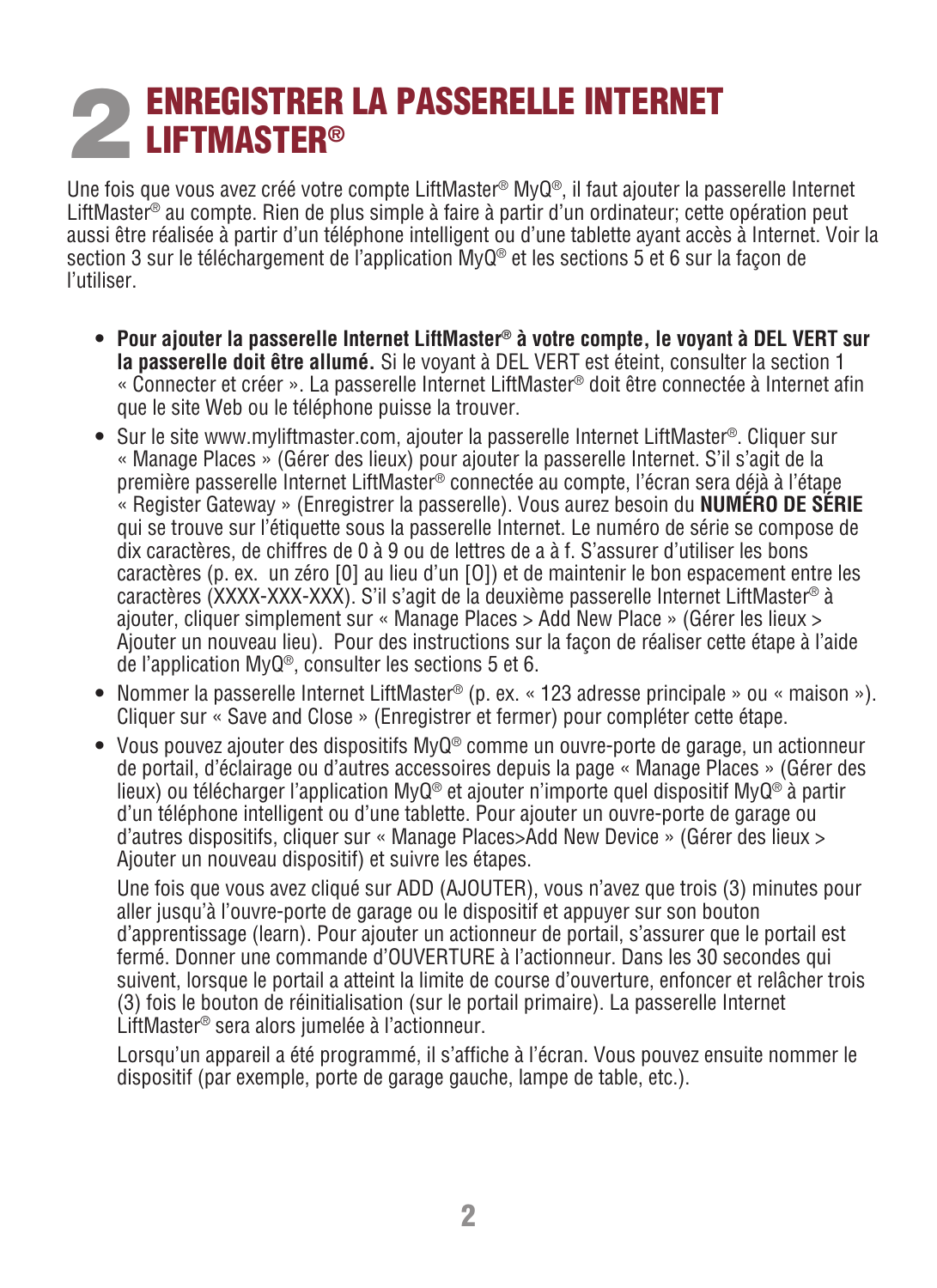## 2 ENREGISTRER LA PASSERELLE INTERNET LIFTMASTER®

Une fois que vous avez créé votre compte LiftMaster® MyQ®, il faut ajouter la passerelle Internet LiftMaster® au compte. Rien de plus simple à faire à partir d'un ordinateur; cette opération peut aussi être réalisée à partir d'un téléphone intelligent ou d'une tablette ayant accès à Internet. Voir la section 3 sur le téléchargement de l'application MyQ® et les sections 5 et 6 sur la façon de l'utiliser.

- **Pour ajouter la passerelle Internet LiftMaster® à votre compte, le voyant à DEL VERT sur la passerelle doit être allumé.** Si le voyant à DEL VERT est éteint, consulter la section 1 « Connecter et créer ». La passerelle Internet LiftMaster® doit être connectée à Internet afin que le site Web ou le téléphone puisse la trouver.
- Sur le site www.myliftmaster.com, ajouter la passerelle Internet LiftMaster®. Cliquer sur « Manage Places » (Gérer des lieux) pour ajouter la passerelle Internet. S'il s'agit de la première passerelle Internet LiftMaster® connectée au compte, l'écran sera déjà à l'étape « Register Gateway » (Enregistrer la passerelle). Vous aurez besoin du **NUMÉRO DE SÉRIE** qui se trouve sur l'étiquette sous la passerelle Internet. Le numéro de série se compose de dix caractères, de chiffres de 0 à 9 ou de lettres de a à f. S'assurer d'utiliser les bons caractères (p. ex. un zéro [0] au lieu d'un [O]) et de maintenir le bon espacement entre les caractères (XXXX-XXX-XXX). S'il s'agit de la deuxième passerelle Internet LiftMaster® à ajouter, cliquer simplement sur « Manage Places > Add New Place » (Gérer les lieux > Ajouter un nouveau lieu). Pour des instructions sur la façon de réaliser cette étape à l'aide de l'application MyQ®, consulter les sections 5 et 6.
- Nommer la passerelle Internet LiftMaster® (p. ex. « 123 adresse principale » ou « maison »). Cliquer sur « Save and Close » (Enregistrer et fermer) pour compléter cette étape.
- Vous pouvez ajouter des dispositifs MyQ® comme un ouvre-porte de garage, un actionneur de portail, d'éclairage ou d'autres accessoires depuis la page « Manage Places » (Gérer des lieux) ou télécharger l'application MyQ® et ajouter n'importe quel dispositif MyQ® à partir d'un téléphone intelligent ou d'une tablette. Pour ajouter un ouvre-porte de garage ou d'autres dispositifs, cliquer sur « Manage Places>Add New Device » (Gérer des lieux > Ajouter un nouveau dispositif) et suivre les étapes.

  Une fois que vous avez cliqué sur ADD (AJOUTER), vous n'avez que trois (3) minutes pour aller jusqu'à l'ouvre-porte de garage ou le dispositif et appuyer sur son bouton d'apprentissage (learn). Pour ajouter un actionneur de portail, s'assurer que le portail est fermé. Donner une commande d'OUVERTURE à l'actionneur. Dans les 30 secondes qui suivent, lorsque le portail a atteint la limite de course d'ouverture, enfoncer et relâcher trois (3) fois le bouton de réinitialisation (sur le portail primaire). La passerelle Internet LiftMaster® sera alors jumelée à l'actionneur.

  Lorsqu'un appareil a été programmé, il s'affiche à l'écran. Vous pouvez ensuite nommer le dispositif (par exemple, porte de garage gauche, lampe de table, etc.).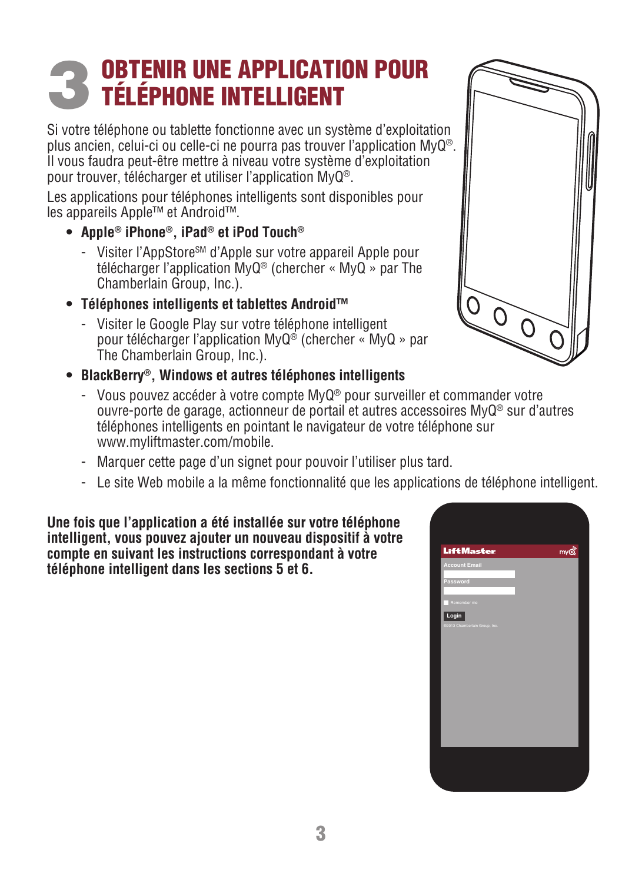# 3 OBTENIR UNE APPLICATION POUR TÉLÉPHONE INTELLIGENT

Si votre téléphone ou tablette fonctionne avec un système d'exploitation plus ancien, celui-ci ou celle-ci ne pourra pas trouver l'application MyQ®. Il vous faudra peut-être mettre à niveau votre système d'exploitation pour trouver, télécharger et utiliser l'application MyQ®.

Les applications pour téléphones intelligents sont disponibles pour les appareils Apple™ et Android™.

- **Apple® iPhone®, iPad® et iPod Touch®**
  - Visiter l'AppStore℠ d'Apple sur votre appareil Apple pour télécharger l'application MyQ® (chercher « MyQ » par The Chamberlain Group, Inc.).
- **Téléphones intelligents et tablettes Android™**
  - Visiter le Google Play sur votre téléphone intelligent pour télécharger l'application MyQ® (chercher « MyQ » par The Chamberlain Group, Inc.).
- **BlackBerry®, Windows et autres téléphones intelligents**
  - Vous pouvez accéder à votre compte MyQ® pour surveiller et commander votre ouvre-porte de garage, actionneur de portail et autres accessoires MyQ® sur d'autres téléphones intelligents en pointant le navigateur de votre téléphone sur www.myliftmaster.com/mobile.
  - Marquer cette page d'un signet pour pouvoir l'utiliser plus tard.
  - Le site Web mobile a la même fonctionnalité que les applications de téléphone intelligent.

**Une fois que l'application a été installée sur votre téléphone intelligent, vous pouvez ajouter un nouveau dispositif à votre compte en suivant les instructions correspondant à votre téléphone intelligent dans les sections 5 et 6.**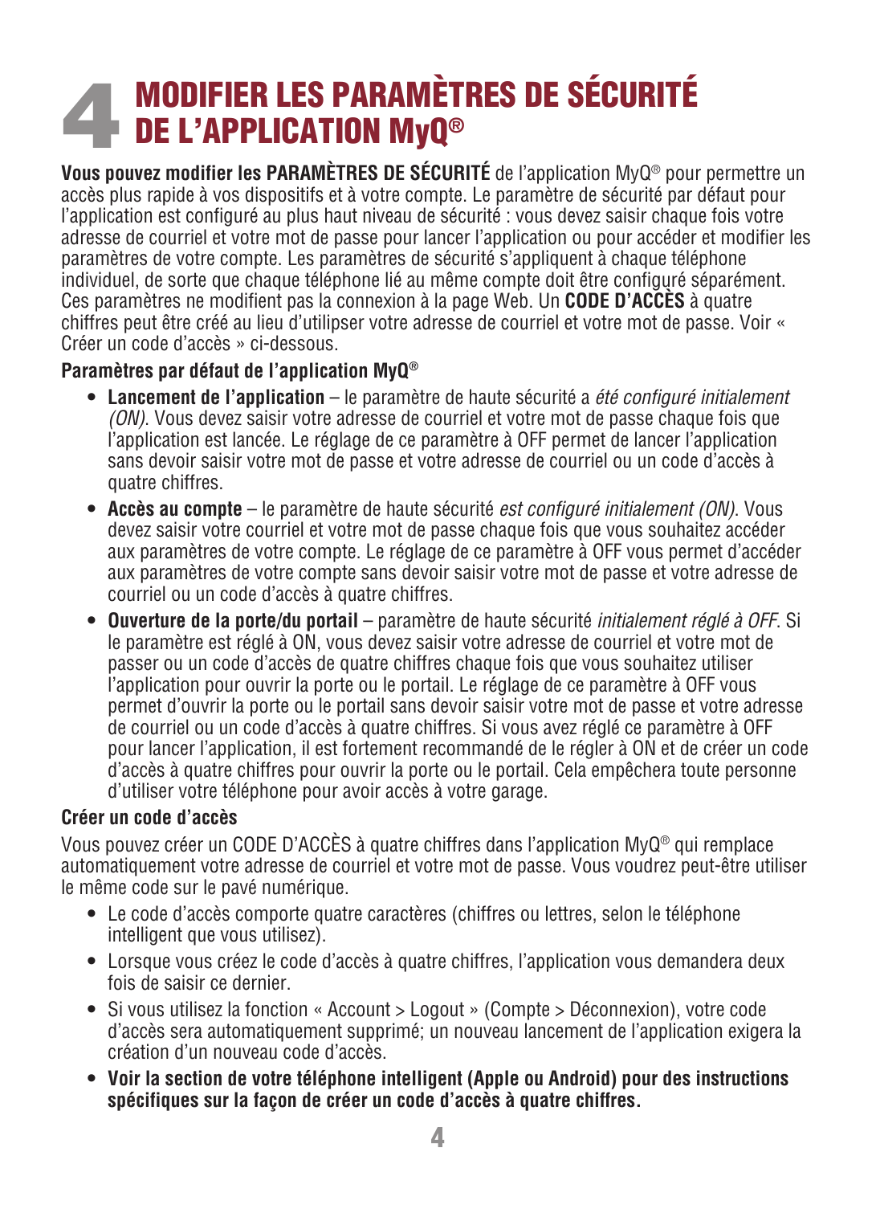# 4 MODIFIER LES PARAMÈTRES DE SÉCURITÉ DE L'APPLICATION MyQ®

**Vous pouvez modifier les PARAMÈTRES DE SÉCURITÉ** de l'application MyQ® pour permettre un accès plus rapide à vos dispositifs et à votre compte. Le paramètre de sécurité par défaut pour l'application est configuré au plus haut niveau de sécurité : vous devez saisir chaque fois votre adresse de courriel et votre mot de passe pour lancer l'application ou pour accéder et modifier les paramètres de votre compte. Les paramètres de sécurité s'appliquent à chaque téléphone individuel, de sorte que chaque téléphone lié au même compte doit être configuré séparément. Ces paramètres ne modifient pas la connexion à la page Web. Un **CODE D'ACCÈS** à quatre chiffres peut être créé au lieu d'utilipser votre adresse de courriel et votre mot de passe. Voir « Créer un code d'accès » ci-dessous.

### Paramètres par défaut de l'application MyQ®

- **Lancement de l'application** – le paramètre de haute sécurité a *été configuré initialement (ON).* Vous devez saisir votre adresse de courriel et votre mot de passe chaque fois que l'application est lancée. Le réglage de ce paramètre à OFF permet de lancer l'application sans devoir saisir votre mot de passe et votre adresse de courriel ou un code d'accès à quatre chiffres.
- **Accès au compte** – le paramètre de haute sécurité *est configuré initialement (ON).* Vous devez saisir votre courriel et votre mot de passe chaque fois que vous souhaitez accéder aux paramètres de votre compte. Le réglage de ce paramètre à OFF vous permet d'accéder aux paramètres de votre compte sans devoir saisir votre mot de passe et votre adresse de courriel ou un code d'accès à quatre chiffres.
- **Ouverture de la porte/du portail** – paramètre de haute sécurité *initialement réglé à OFF.* Si le paramètre est réglé à ON, vous devez saisir votre adresse de courriel et votre mot de passer ou un code d'accès de quatre chiffres chaque fois que vous souhaitez utiliser l'application pour ouvrir la porte ou le portail. Le réglage de ce paramètre à OFF vous permet d'ouvrir la porte ou le portail sans devoir saisir votre mot de passe et votre adresse de courriel ou un code d'accès à quatre chiffres. Si vous avez réglé ce paramètre à OFF pour lancer l'application, il est fortement recommandé de le régler à ON et de créer un code d'accès à quatre chiffres pour ouvrir la porte ou le portail. Cela empêchera toute personne d'utiliser votre téléphone pour avoir accès à votre garage.

### Créer un code d'accès

Vous pouvez créer un CODE D'ACCÈS à quatre chiffres dans l'application MyQ® qui remplace automatiquement votre adresse de courriel et votre mot de passe. Vous voudrez peut-être utiliser le même code sur le pavé numérique.

- Le code d'accès comporte quatre caractères (chiffres ou lettres, selon le téléphone intelligent que vous utilisez).
- Lorsque vous créez le code d'accès à quatre chiffres, l'application vous demandera deux fois de saisir ce dernier.
- Si vous utilisez la fonction « Account > Logout » (Compte > Déconnexion), votre code d'accès sera automatiquement supprimé; un nouveau lancement de l'application exigera la création d'un nouveau code d'accès.
- **Voir la section de votre téléphone intelligent (Apple ou Android) pour des instructions spécifiques sur la façon de créer un code d'accès à quatre chiffres.**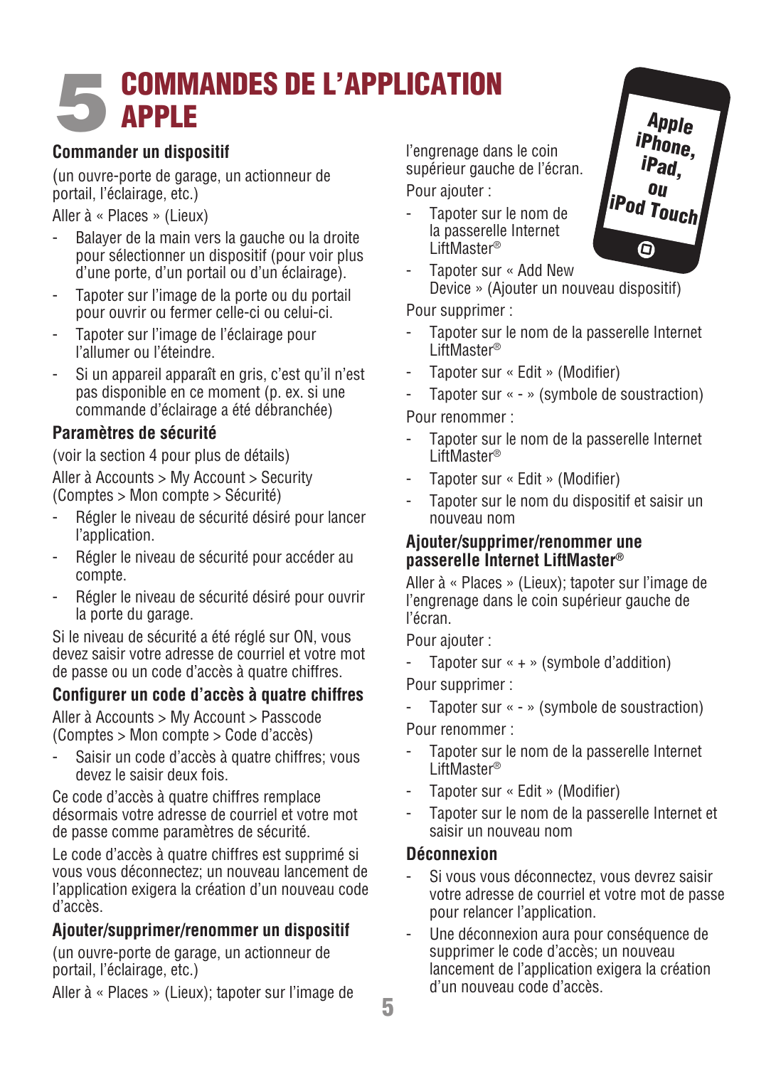# 5 COMMANDES DE L'APPLICATION APPLE

Apple iPhone, iPad, ou iPod Touch

### Commander un dispositif

(un ouvre-porte de garage, un actionneur de portail, l'éclairage, etc.)

Aller à « Places » (Lieux)

- Balayer de la main vers la gauche ou la droite pour sélectionner un dispositif (pour voir plus d'une porte, d'un portail ou d'un éclairage).
- Tapoter sur l'image de la porte ou du portail pour ouvrir ou fermer celle-ci ou celui-ci.
- Tapoter sur l'image de l'éclairage pour l'allumer ou l'éteindre.
- Si un appareil apparaît en gris, c'est qu'il n'est pas disponible en ce moment (p. ex. si une commande d'éclairage a été débranchée)

### Paramètres de sécurité

(voir la section 4 pour plus de détails)

Aller à Accounts > My Account > Security (Comptes > Mon compte > Sécurité)

- Régler le niveau de sécurité désiré pour lancer l'application.
- Régler le niveau de sécurité pour accéder au compte.
- Régler le niveau de sécurité désiré pour ouvrir la porte du garage.

Si le niveau de sécurité a été réglé sur ON, vous devez saisir votre adresse de courriel et votre mot de passe ou un code d'accès à quatre chiffres.

### Configurer un code d'accès à quatre chiffres

Aller à Accounts > My Account > Passcode (Comptes > Mon compte > Code d'accès)

- Saisir un code d'accès à quatre chiffres; vous devez le saisir deux fois.

Ce code d'accès à quatre chiffres remplace désormais votre adresse de courriel et votre mot de passe comme paramètres de sécurité.

Le code d'accès à quatre chiffres est supprimé si vous vous déconnectez; un nouveau lancement de l'application exigera la création d'un nouveau code d'accès.

### Ajouter/supprimer/renommer un dispositif

(un ouvre-porte de garage, un actionneur de portail, l'éclairage, etc.)

Aller à « Places » (Lieux); tapoter sur l'image de l'engrenage dans le coin supérieur gauche de l'écran.

Pour ajouter :

- Tapoter sur le nom de la passerelle Internet LiftMaster®
- Tapoter sur « Add New Device » (Ajouter un nouveau dispositif)

Pour supprimer :

- Tapoter sur le nom de la passerelle Internet LiftMaster®
- Tapoter sur « Edit » (Modifier)
- Tapoter sur « - » (symbole de soustraction)

Pour renommer :

- Tapoter sur le nom de la passerelle Internet LiftMaster®
- Tapoter sur « Edit » (Modifier)
- Tapoter sur le nom du dispositif et saisir un nouveau nom

### Ajouter/supprimer/renommer une passerelle Internet LiftMaster®

Aller à « Places » (Lieux); tapoter sur l'image de l'engrenage dans le coin supérieur gauche de l'écran.

Pour ajouter :

- Tapoter sur « + » (symbole d'addition)

Pour supprimer :

- Tapoter sur « - » (symbole de soustraction)

Pour renommer :

- Tapoter sur le nom de la passerelle Internet LiftMaster®
- Tapoter sur « Edit » (Modifier)
- Tapoter sur le nom de la passerelle Internet et saisir un nouveau nom

### Déconnexion

- Si vous vous déconnectez, vous devrez saisir votre adresse de courriel et votre mot de passe pour relancer l'application.
- Une déconnexion aura pour conséquence de supprimer le code d'accès; un nouveau lancement de l'application exigera la création d'un nouveau code d'accès.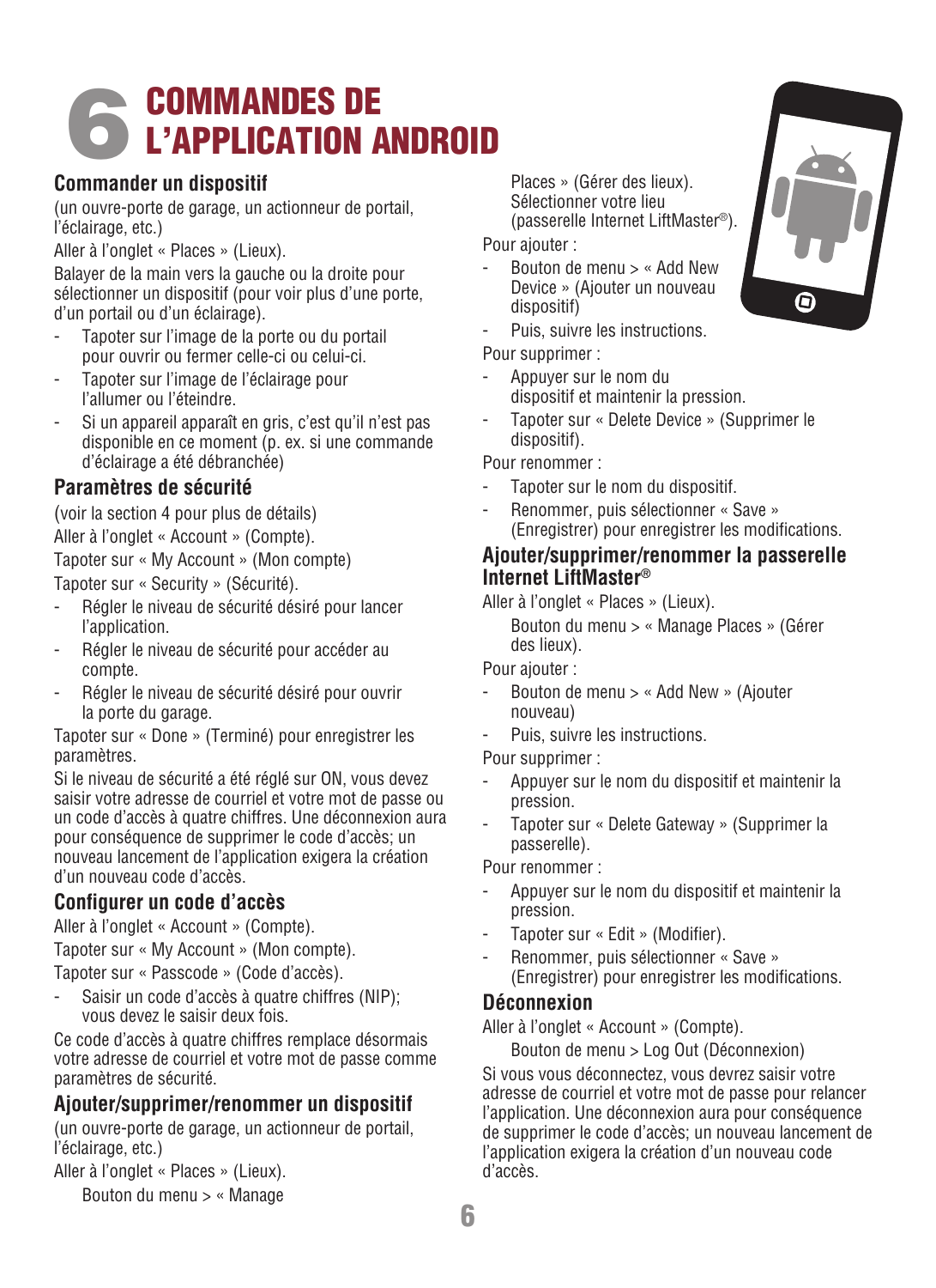# 6 COMMANDES DE L'APPLICATION ANDROID

## Commander un dispositif

(un ouvre-porte de garage, un actionneur de portail, l'éclairage, etc.)

Aller à l'onglet « Places » (Lieux).

Balayer de la main vers la gauche ou la droite pour sélectionner un dispositif (pour voir plus d'une porte, d'un portail ou d'un éclairage).

- Tapoter sur l'image de la porte ou du portail pour ouvrir ou fermer celle-ci ou celui-ci.
- Tapoter sur l'image de l'éclairage pour l'allumer ou l'éteindre.
- Si un appareil apparaît en gris, c'est qu'il n'est pas disponible en ce moment (p. ex. si une commande d'éclairage a été débranchée)

## Paramètres de sécurité

(voir la section 4 pour plus de détails)

Aller à l'onglet « Account » (Compte).

Tapoter sur « My Account » (Mon compte)

Tapoter sur « Security » (Sécurité).

- Régler le niveau de sécurité désiré pour lancer l'application.
- Régler le niveau de sécurité pour accéder au compte.
- Régler le niveau de sécurité désiré pour ouvrir la porte du garage.

Tapoter sur « Done » (Terminé) pour enregistrer les paramètres.

Si le niveau de sécurité a été réglé sur ON, vous devez saisir votre adresse de courriel et votre mot de passe ou un code d'accès à quatre chiffres. Une déconnexion aura pour conséquence de supprimer le code d'accès; un nouveau lancement de l'application exigera la création d'un nouveau code d'accès.

## Configurer un code d'accès

Aller à l'onglet « Account » (Compte).

Tapoter sur « My Account » (Mon compte).

Tapoter sur « Passcode » (Code d'accès).

- Saisir un code d'accès à quatre chiffres (NIP); vous devez le saisir deux fois.

Ce code d'accès à quatre chiffres remplace désormais votre adresse de courriel et votre mot de passe comme paramètres de sécurité.

## Ajouter/supprimer/renommer un dispositif

(un ouvre-porte de garage, un actionneur de portail, l'éclairage, etc.)

Aller à l'onglet « Places » (Lieux).

Bouton du menu > « Manage Places » (Gérer des lieux). Sélectionner votre lieu (passerelle Internet LiftMaster®).

Pour ajouter :

- Bouton de menu > « Add New Device » (Ajouter un nouveau dispositif)
- Puis, suivre les instructions.

Pour supprimer :

- Appuyer sur le nom du dispositif et maintenir la pression.
- Tapoter sur « Delete Device » (Supprimer le dispositif).

Pour renommer :

- Tapoter sur le nom du dispositif.
- Renommer, puis sélectionner « Save » (Enregistrer) pour enregistrer les modifications.

## Ajouter/supprimer/renommer la passerelle Internet LiftMaster®

Aller à l'onglet « Places » (Lieux).

Bouton du menu > « Manage Places » (Gérer des lieux).

Pour ajouter :

- Bouton de menu > « Add New » (Ajouter nouveau)
- Puis, suivre les instructions.

Pour supprimer :

- Appuyer sur le nom du dispositif et maintenir la pression.
- Tapoter sur « Delete Gateway » (Supprimer la passerelle).

Pour renommer :

- Appuyer sur le nom du dispositif et maintenir la pression.
- Tapoter sur « Edit » (Modifier).
- Renommer, puis sélectionner « Save » (Enregistrer) pour enregistrer les modifications.

## Déconnexion

Aller à l'onglet « Account » (Compte).

Bouton de menu > Log Out (Déconnexion)

Si vous vous déconnectez, vous devrez saisir votre adresse de courriel et votre mot de passe pour relancer l'application. Une déconnexion aura pour conséquence de supprimer le code d'accès; un nouveau lancement de l'application exigera la création d'un nouveau code d'accès.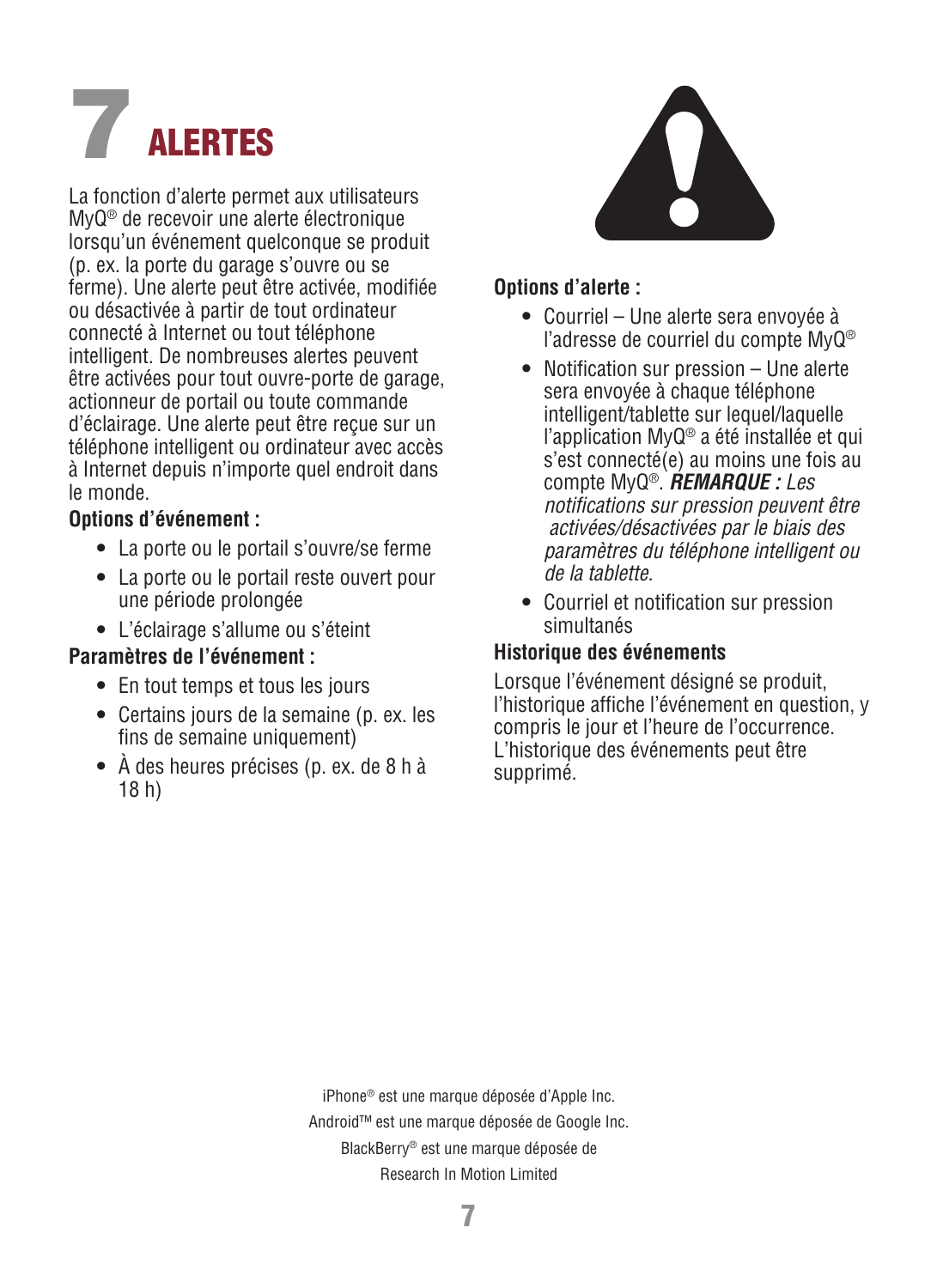# 7 ALERTES

La fonction d'alerte permet aux utilisateurs MyQ® de recevoir une alerte électronique lorsqu'un événement quelconque se produit (p. ex. la porte du garage s'ouvre ou se ferme). Une alerte peut être activée, modifiée ou désactivée à partir de tout ordinateur connecté à Internet ou tout téléphone intelligent. De nombreuses alertes peuvent être activées pour tout ouvre-porte de garage, actionneur de portail ou toute commande d'éclairage. Une alerte peut être reçue sur un téléphone intelligent ou ordinateur avec accès à Internet depuis n'importe quel endroit dans le monde.

**Options d'événement :**

- La porte ou le portail s'ouvre/se ferme
- La porte ou le portail reste ouvert pour une période prolongée
- L'éclairage s'allume ou s'éteint

**Paramètres de l'événement :**

- En tout temps et tous les jours
- Certains jours de la semaine (p. ex. les fins de semaine uniquement)
- À des heures précises (p. ex. de 8 h à 18 h)

**Options d'alerte :**

- Courriel – Une alerte sera envoyée à l'adresse de courriel du compte MyQ®
- Notification sur pression – Une alerte sera envoyée à chaque téléphone intelligent/tablette sur lequel/laquelle l'application MyQ® a été installée et qui s'est connecté(e) au moins une fois au compte MyQ®. ***REMARQUE :*** *Les notifications sur pression peuvent être activées/désactivées par le biais des paramètres du téléphone intelligent ou de la tablette.*
- Courriel et notification sur pression simultanés

**Historique des événements**

Lorsque l'événement désigné se produit, l'historique affiche l'événement en question, y compris le jour et l'heure de l'occurrence. L'historique des événements peut être supprimé.

iPhone® est une marque déposée d'Apple Inc.
Android™ est une marque déposée de Google Inc.
BlackBerry® est une marque déposée de Research In Motion Limited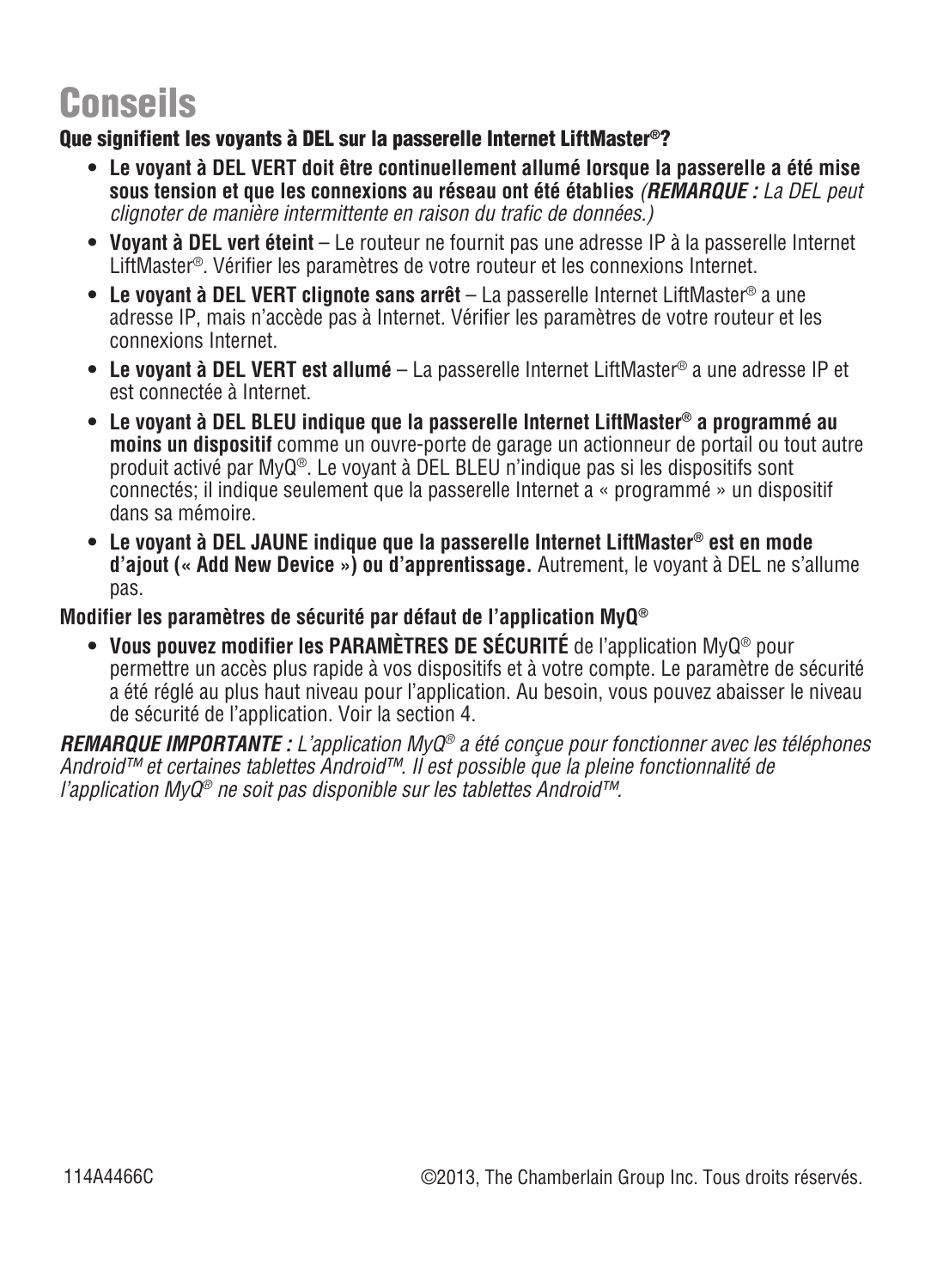# Conseils

**Que signifient les voyants à DEL sur la passerelle Internet LiftMaster®?**

- **Le voyant à DEL VERT doit être continuellement allumé lorsque la passerelle a été mise sous tension et que les connexions au réseau ont été établies** *(**REMARQUE :** La DEL peut clignoter de manière intermittente en raison du trafic de données.)*
- **Voyant à DEL vert éteint** – Le routeur ne fournit pas une adresse IP à la passerelle Internet LiftMaster®. Vérifier les paramètres de votre routeur et les connexions Internet.
- **Le voyant à DEL VERT clignote sans arrêt** – La passerelle Internet LiftMaster® a une adresse IP, mais n'accède pas à Internet. Vérifier les paramètres de votre routeur et les connexions Internet.
- **Le voyant à DEL VERT est allumé** – La passerelle Internet LiftMaster® a une adresse IP et est connectée à Internet.
- **Le voyant à DEL BLEU indique que la passerelle Internet LiftMaster® a programmé au moins un dispositif** comme un ouvre-porte de garage un actionneur de portail ou tout autre produit activé par MyQ®. Le voyant à DEL BLEU n'indique pas si les dispositifs sont connectés; il indique seulement que la passerelle Internet a « programmé » un dispositif dans sa mémoire.
- **Le voyant à DEL JAUNE indique que la passerelle Internet LiftMaster® est en mode d'ajout (« Add New Device ») ou d'apprentissage.** Autrement, le voyant à DEL ne s'allume pas.

**Modifier les paramètres de sécurité par défaut de l'application MyQ®**

- **Vous pouvez modifier les PARAMÈTRES DE SÉCURITÉ** de l'application MyQ® pour permettre un accès plus rapide à vos dispositifs et à votre compte. Le paramètre de sécurité a été réglé au plus haut niveau pour l'application. Au besoin, vous pouvez abaisser le niveau de sécurité de l'application. Voir la section 4.

***REMARQUE IMPORTANTE :*** *L'application MyQ® a été conçue pour fonctionner avec les téléphones Android™ et certaines tablettes Android™. Il est possible que la pleine fonctionnalité de l'application MyQ® ne soit pas disponible sur les tablettes Android™.*

114A4466C

©2013, The Chamberlain Group Inc. Tous droits réservés.